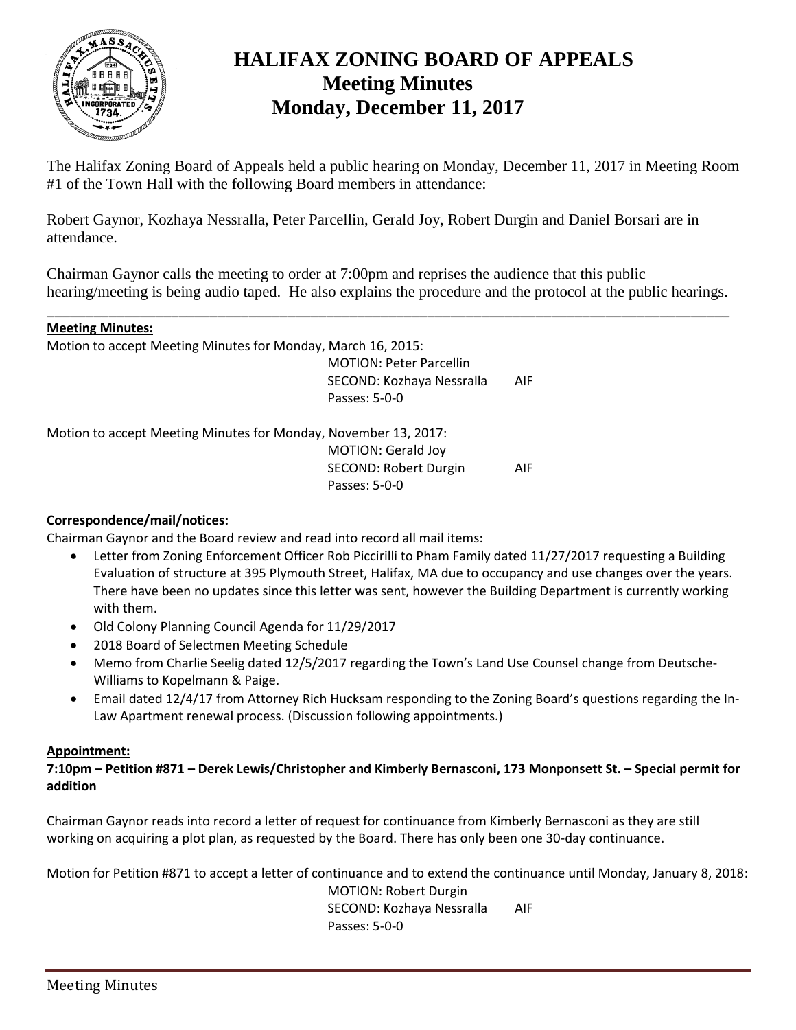# HALIFAX ZONING BOARD OF APPEALS
## Meeting Minutes
## Monday, December 11, 2017

The Halifax Zoning Board of Appeals held a public hearing on Monday, December 11, 2017 in Meeting Room #1 of the Town Hall with the following Board members in attendance:

Robert Gaynor, Kozhaya Nessralla, Peter Parcellin, Gerald Joy, Robert Durgin and Daniel Borsari are in attendance.

Chairman Gaynor calls the meeting to order at 7:00pm and reprises the audience that this public hearing/meeting is being audio taped. He also explains the procedure and the protocol at the public hearings.

---

**Meeting Minutes:**

Motion to accept Meeting Minutes for Monday, March 16, 2015:

MOTION: Peter Parcellin
SECOND: Kozhaya Nessralla AIF
Passes: 5-0-0

Motion to accept Meeting Minutes for Monday, November 13, 2017:

MOTION: Gerald Joy
SECOND: Robert Durgin AIF
Passes: 5-0-0

**Correspondence/mail/notices:**

Chairman Gaynor and the Board review and read into record all mail items:

- Letter from Zoning Enforcement Officer Rob Piccirilli to Pham Family dated 11/27/2017 requesting a Building Evaluation of structure at 395 Plymouth Street, Halifax, MA due to occupancy and use changes over the years. There have been no updates since this letter was sent, however the Building Department is currently working with them.
- Old Colony Planning Council Agenda for 11/29/2017
- 2018 Board of Selectmen Meeting Schedule
- Memo from Charlie Seelig dated 12/5/2017 regarding the Town's Land Use Counsel change from Deutsche-Williams to Kopelmann & Paige.
- Email dated 12/4/17 from Attorney Rich Hucksam responding to the Zoning Board's questions regarding the In-Law Apartment renewal process. (Discussion following appointments.)

**Appointment:**

**7:10pm – Petition #871 – Derek Lewis/Christopher and Kimberly Bernasconi, 173 Monponsett St. – Special permit for addition**

Chairman Gaynor reads into record a letter of request for continuance from Kimberly Bernasconi as they are still working on acquiring a plot plan, as requested by the Board. There has only been one 30-day continuance.

Motion for Petition #871 to accept a letter of continuance and to extend the continuance until Monday, January 8, 2018:

MOTION: Robert Durgin
SECOND: Kozhaya Nessralla AIF
Passes: 5-0-0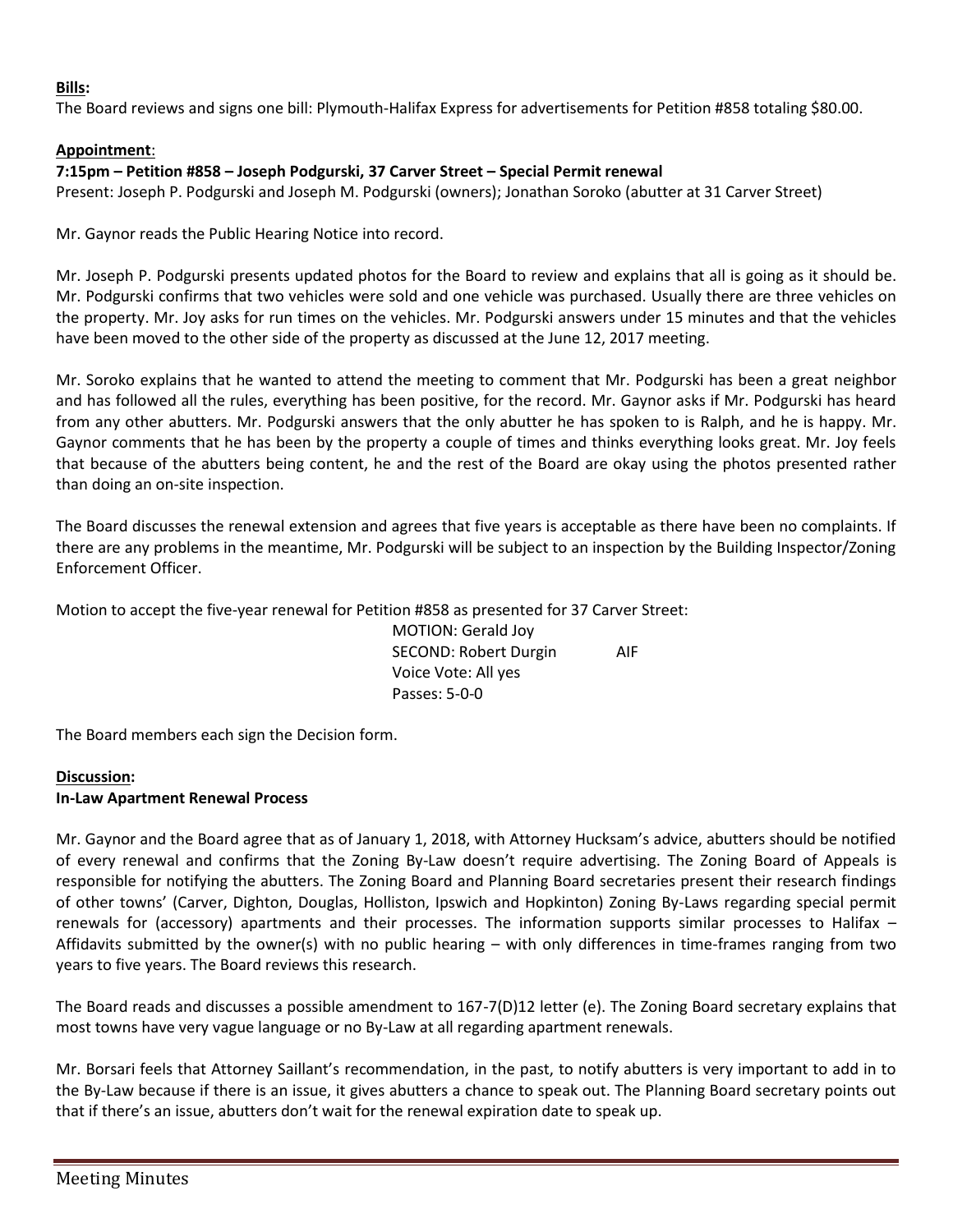**Bills:**

The Board reviews and signs one bill: Plymouth-Halifax Express for advertisements for Petition #858 totaling $80.00.

**Appointment**:

**7:15pm – Petition #858 – Joseph Podgurski, 37 Carver Street – Special Permit renewal**

Present: Joseph P. Podgurski and Joseph M. Podgurski (owners); Jonathan Soroko (abutter at 31 Carver Street)

Mr. Gaynor reads the Public Hearing Notice into record.

Mr. Joseph P. Podgurski presents updated photos for the Board to review and explains that all is going as it should be. Mr. Podgurski confirms that two vehicles were sold and one vehicle was purchased. Usually there are three vehicles on the property. Mr. Joy asks for run times on the vehicles. Mr. Podgurski answers under 15 minutes and that the vehicles have been moved to the other side of the property as discussed at the June 12, 2017 meeting.

Mr. Soroko explains that he wanted to attend the meeting to comment that Mr. Podgurski has been a great neighbor and has followed all the rules, everything has been positive, for the record. Mr. Gaynor asks if Mr. Podgurski has heard from any other abutters. Mr. Podgurski answers that the only abutter he has spoken to is Ralph, and he is happy. Mr. Gaynor comments that he has been by the property a couple of times and thinks everything looks great. Mr. Joy feels that because of the abutters being content, he and the rest of the Board are okay using the photos presented rather than doing an on-site inspection.

The Board discusses the renewal extension and agrees that five years is acceptable as there have been no complaints. If there are any problems in the meantime, Mr. Podgurski will be subject to an inspection by the Building Inspector/Zoning Enforcement Officer.

Motion to accept the five-year renewal for Petition #858 as presented for 37 Carver Street:

MOTION: Gerald Joy
SECOND: Robert Durgin AIF
Voice Vote: All yes
Passes: 5-0-0

The Board members each sign the Decision form.

**Discussion:**

**In-Law Apartment Renewal Process**

Mr. Gaynor and the Board agree that as of January 1, 2018, with Attorney Hucksam's advice, abutters should be notified of every renewal and confirms that the Zoning By-Law doesn't require advertising. The Zoning Board of Appeals is responsible for notifying the abutters. The Zoning Board and Planning Board secretaries present their research findings of other towns' (Carver, Dighton, Douglas, Holliston, Ipswich and Hopkinton) Zoning By-Laws regarding special permit renewals for (accessory) apartments and their processes. The information supports similar processes to Halifax – Affidavits submitted by the owner(s) with no public hearing – with only differences in time-frames ranging from two years to five years. The Board reviews this research.

The Board reads and discusses a possible amendment to 167-7(D)12 letter (e). The Zoning Board secretary explains that most towns have very vague language or no By-Law at all regarding apartment renewals.

Mr. Borsari feels that Attorney Saillant's recommendation, in the past, to notify abutters is very important to add in to the By-Law because if there is an issue, it gives abutters a chance to speak out. The Planning Board secretary points out that if there's an issue, abutters don't wait for the renewal expiration date to speak up.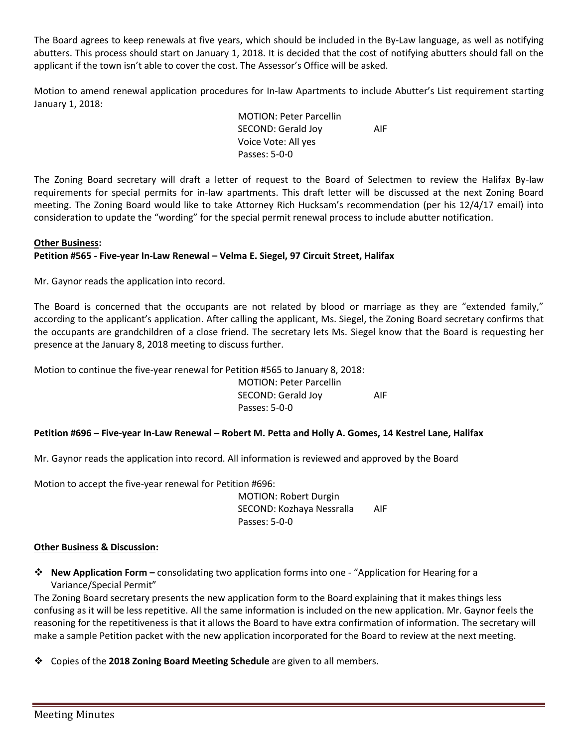The Board agrees to keep renewals at five years, which should be included in the By-Law language, as well as notifying abutters. This process should start on January 1, 2018. It is decided that the cost of notifying abutters should fall on the applicant if the town isn't able to cover the cost. The Assessor's Office will be asked.

Motion to amend renewal application procedures for In-law Apartments to include Abutter's List requirement starting January 1, 2018:

MOTION: Peter Parcellin
SECOND: Gerald Joy AIF
Voice Vote: All yes
Passes: 5-0-0

The Zoning Board secretary will draft a letter of request to the Board of Selectmen to review the Halifax By-law requirements for special permits for in-law apartments. This draft letter will be discussed at the next Zoning Board meeting. The Zoning Board would like to take Attorney Rich Hucksam's recommendation (per his 12/4/17 email) into consideration to update the "wording" for the special permit renewal process to include abutter notification.

**Other Business:**

**Petition #565 - Five-year In-Law Renewal – Velma E. Siegel, 97 Circuit Street, Halifax**

Mr. Gaynor reads the application into record.

The Board is concerned that the occupants are not related by blood or marriage as they are "extended family," according to the applicant's application. After calling the applicant, Ms. Siegel, the Zoning Board secretary confirms that the occupants are grandchildren of a close friend. The secretary lets Ms. Siegel know that the Board is requesting her presence at the January 8, 2018 meeting to discuss further.

Motion to continue the five-year renewal for Petition #565 to January 8, 2018:

MOTION: Peter Parcellin
SECOND: Gerald Joy AIF
Passes: 5-0-0

**Petition #696 – Five-year In-Law Renewal – Robert M. Petta and Holly A. Gomes, 14 Kestrel Lane, Halifax**

Mr. Gaynor reads the application into record. All information is reviewed and approved by the Board

Motion to accept the five-year renewal for Petition #696:

MOTION: Robert Durgin
SECOND: Kozhaya Nessralla AIF
Passes: 5-0-0

**Other Business & Discussion:**

- **New Application Form –** consolidating two application forms into one - "Application for Hearing for a Variance/Special Permit"

The Zoning Board secretary presents the new application form to the Board explaining that it makes things less confusing as it will be less repetitive. All the same information is included on the new application. Mr. Gaynor feels the reasoning for the repetitiveness is that it allows the Board to have extra confirmation of information. The secretary will make a sample Petition packet with the new application incorporated for the Board to review at the next meeting.

- Copies of the **2018 Zoning Board Meeting Schedule** are given to all members.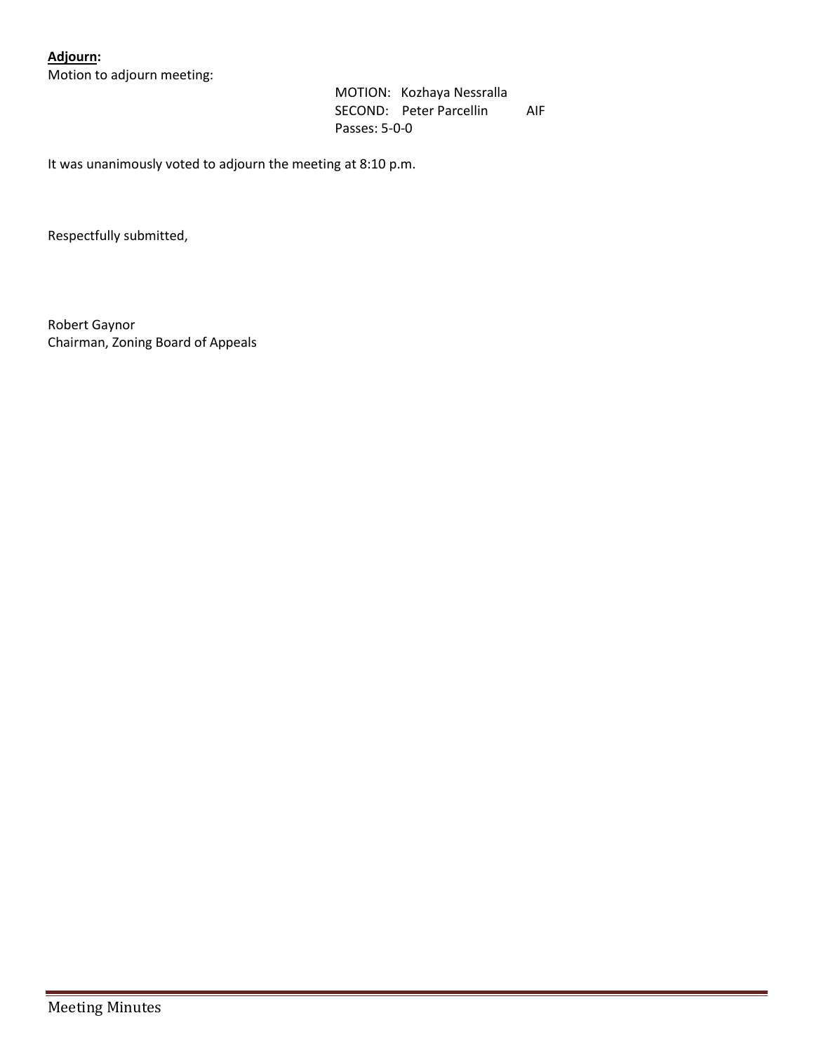**<u>Adjourn</u>:**

Motion to adjourn meeting:

MOTION: Kozhaya Nessralla
SECOND: Peter Parcellin AIF
Passes: 5-0-0

It was unanimously voted to adjourn the meeting at 8:10 p.m.

Respectfully submitted,

Robert Gaynor
Chairman, Zoning Board of Appeals